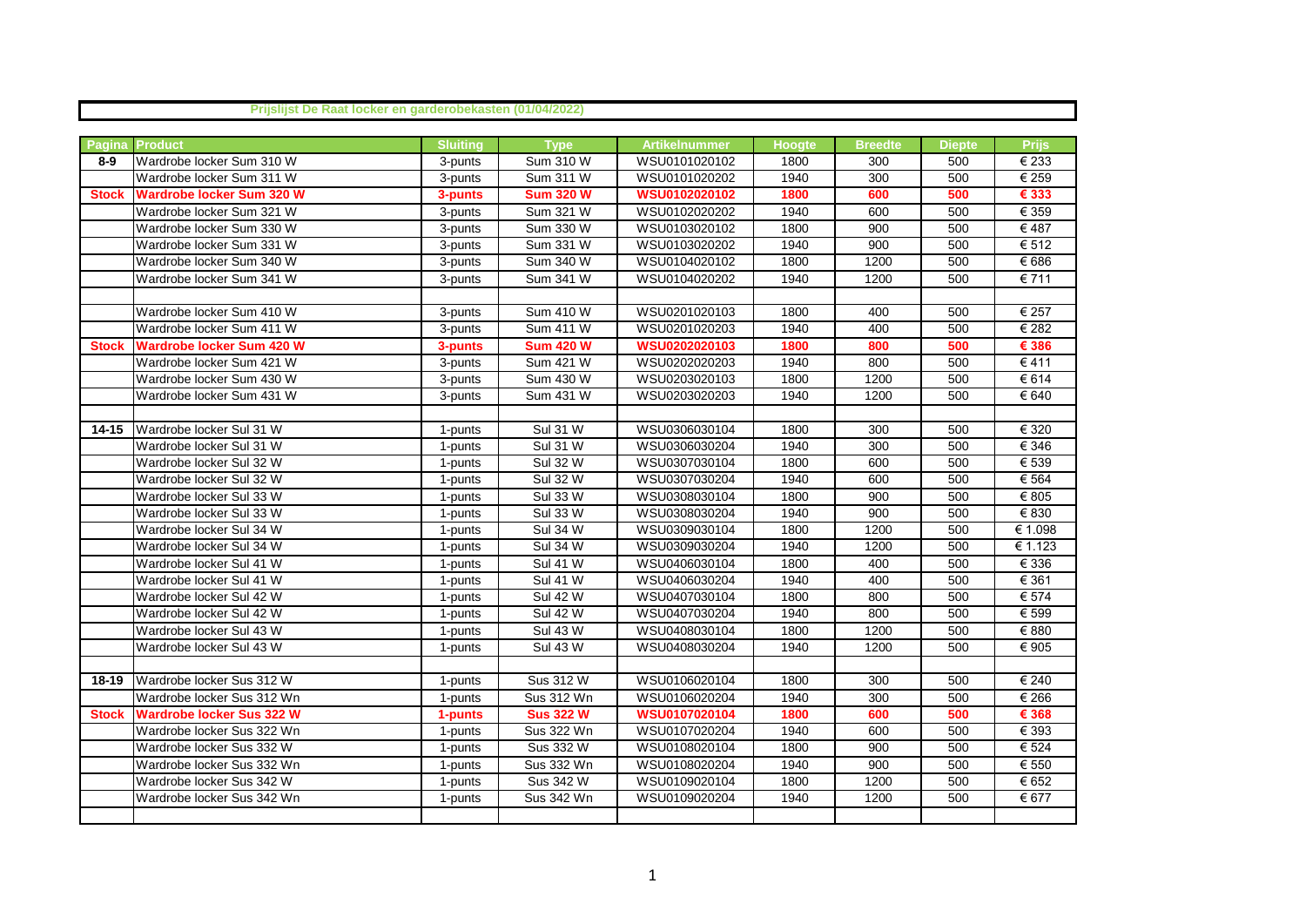**Prijslijst De Raat locker en garderobekasten (01/04/2022)**

| Pagina | Product | Sluiting | Type | Artikelnummer | Hoogte | Breedte | Diepte | Prijs |
|---|---|---|---|---|---|---|---|---|
| 8-9 | Wardrobe locker Sum 310 W | 3-punts | Sum 310 W | WSU0101020102 | 1800 | 300 | 500 | € 233 |
| | Wardrobe locker Sum 311 W | 3-punts | Sum 311 W | WSU0101020202 | 1940 | 300 | 500 | € 259 |
| **Stock** | **Wardrobe locker Sum 320 W** | **3-punts** | **Sum 320 W** | **WSU0102020102** | **1800** | **600** | **500** | **€ 333** |
| | Wardrobe locker Sum 321 W | 3-punts | Sum 321 W | WSU0102020202 | 1940 | 600 | 500 | € 359 |
| | Wardrobe locker Sum 330 W | 3-punts | Sum 330 W | WSU0103020102 | 1800 | 900 | 500 | € 487 |
| | Wardrobe locker Sum 331 W | 3-punts | Sum 331 W | WSU0103020202 | 1940 | 900 | 500 | € 512 |
| | Wardrobe locker Sum 340 W | 3-punts | Sum 340 W | WSU0104020102 | 1800 | 1200 | 500 | € 686 |
| | Wardrobe locker Sum 341 W | 3-punts | Sum 341 W | WSU0104020202 | 1940 | 1200 | 500 | € 711 |
| | | | | | | | | |
| | Wardrobe locker Sum 410 W | 3-punts | Sum 410 W | WSU0201020103 | 1800 | 400 | 500 | € 257 |
| | Wardrobe locker Sum 411 W | 3-punts | Sum 411 W | WSU0201020203 | 1940 | 400 | 500 | € 282 |
| **Stock** | **Wardrobe locker Sum 420 W** | **3-punts** | **Sum 420 W** | **WSU0202020103** | **1800** | **800** | **500** | **€ 386** |
| | Wardrobe locker Sum 421 W | 3-punts | Sum 421 W | WSU0202020203 | 1940 | 800 | 500 | € 411 |
| | Wardrobe locker Sum 430 W | 3-punts | Sum 430 W | WSU0203020103 | 1800 | 1200 | 500 | € 614 |
| | Wardrobe locker Sum 431 W | 3-punts | Sum 431 W | WSU0203020203 | 1940 | 1200 | 500 | € 640 |
| | | | | | | | | |
| 14-15 | Wardrobe locker Sul 31 W | 1-punts | Sul 31 W | WSU0306030104 | 1800 | 300 | 500 | € 320 |
| | Wardrobe locker Sul 31 W | 1-punts | Sul 31 W | WSU0306030204 | 1940 | 300 | 500 | € 346 |
| | Wardrobe locker Sul 32 W | 1-punts | Sul 32 W | WSU0307030104 | 1800 | 600 | 500 | € 539 |
| | Wardrobe locker Sul 32 W | 1-punts | Sul 32 W | WSU0307030204 | 1940 | 600 | 500 | € 564 |
| | Wardrobe locker Sul 33 W | 1-punts | Sul 33 W | WSU0308030104 | 1800 | 900 | 500 | € 805 |
| | Wardrobe locker Sul 33 W | 1-punts | Sul 33 W | WSU0308030204 | 1940 | 900 | 500 | € 830 |
| | Wardrobe locker Sul 34 W | 1-punts | Sul 34 W | WSU0309030104 | 1800 | 1200 | 500 | € 1.098 |
| | Wardrobe locker Sul 34 W | 1-punts | Sul 34 W | WSU0309030204 | 1940 | 1200 | 500 | € 1.123 |
| | Wardrobe locker Sul 41 W | 1-punts | Sul 41 W | WSU0406030104 | 1800 | 400 | 500 | € 336 |
| | Wardrobe locker Sul 41 W | 1-punts | Sul 41 W | WSU0406030204 | 1940 | 400 | 500 | € 361 |
| | Wardrobe locker Sul 42 W | 1-punts | Sul 42 W | WSU0407030104 | 1800 | 800 | 500 | € 574 |
| | Wardrobe locker Sul 42 W | 1-punts | Sul 42 W | WSU0407030204 | 1940 | 800 | 500 | € 599 |
| | Wardrobe locker Sul 43 W | 1-punts | Sul 43 W | WSU0408030104 | 1800 | 1200 | 500 | € 880 |
| | Wardrobe locker Sul 43 W | 1-punts | Sul 43 W | WSU0408030204 | 1940 | 1200 | 500 | € 905 |
| | | | | | | | | |
| 18-19 | Wardrobe locker Sus 312 W | 1-punts | Sus 312 W | WSU0106020104 | 1800 | 300 | 500 | € 240 |
| | Wardrobe locker Sus 312 Wn | 1-punts | Sus 312 Wn | WSU0106020204 | 1940 | 300 | 500 | € 266 |
| **Stock** | **Wardrobe locker Sus 322 W** | **1-punts** | **Sus 322 W** | **WSU0107020104** | **1800** | **600** | **500** | **€ 368** |
| | Wardrobe locker Sus 322 Wn | 1-punts | Sus 322 Wn | WSU0107020204 | 1940 | 600 | 500 | € 393 |
| | Wardrobe locker Sus 332 W | 1-punts | Sus 332 W | WSU0108020104 | 1800 | 900 | 500 | € 524 |
| | Wardrobe locker Sus 332 Wn | 1-punts | Sus 332 Wn | WSU0108020204 | 1940 | 900 | 500 | € 550 |
| | Wardrobe locker Sus 342 W | 1-punts | Sus 342 W | WSU0109020104 | 1800 | 1200 | 500 | € 652 |
| | Wardrobe locker Sus 342 Wn | 1-punts | Sus 342 Wn | WSU0109020204 | 1940 | 1200 | 500 | € 677 |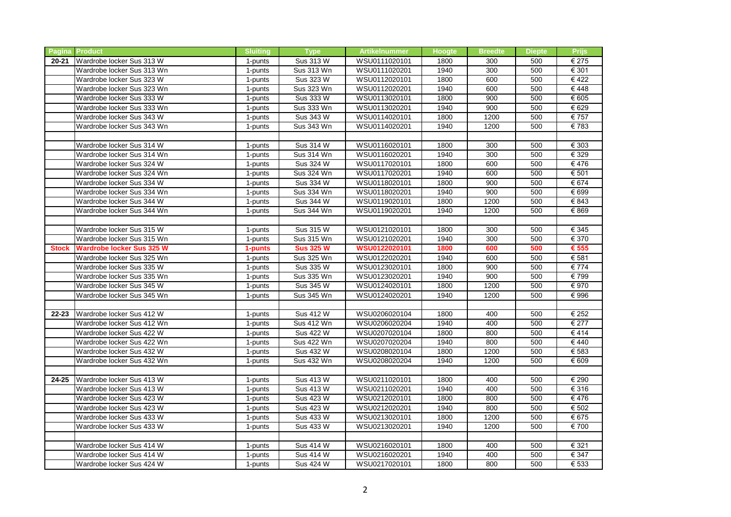| Pagina | Product | Sluiting | Type | Artikelnummer | Hoogte | Breedte | Diepte | Prijs |
|---|---|---|---|---|---|---|---|---|
| 20-21 | Wardrobe locker Sus 313 W | 1-punts | Sus 313 W | WSU0111020101 | 1800 | 300 | 500 | € 275 |
| | Wardrobe locker Sus 313 Wn | 1-punts | Sus 313 Wn | WSU0111020201 | 1940 | 300 | 500 | € 301 |
| | Wardrobe locker Sus 323 W | 1-punts | Sus 323 W | WSU0112020101 | 1800 | 600 | 500 | € 422 |
| | Wardrobe locker Sus 323 Wn | 1-punts | Sus 323 Wn | WSU0112020201 | 1940 | 600 | 500 | € 448 |
| | Wardrobe locker Sus 333 W | 1-punts | Sus 333 W | WSU0113020101 | 1800 | 900 | 500 | € 605 |
| | Wardrobe locker Sus 333 Wn | 1-punts | Sus 333 Wn | WSU0113020201 | 1940 | 900 | 500 | € 629 |
| | Wardrobe locker Sus 343 W | 1-punts | Sus 343 W | WSU0114020101 | 1800 | 1200 | 500 | € 757 |
| | Wardrobe locker Sus 343 Wn | 1-punts | Sus 343 Wn | WSU0114020201 | 1940 | 1200 | 500 | € 783 |
| | | | | | | | | |
| | Wardrobe locker Sus 314 W | 1-punts | Sus 314 W | WSU0116020101 | 1800 | 300 | 500 | € 303 |
| | Wardrobe locker Sus 314 Wn | 1-punts | Sus 314 Wn | WSU0116020201 | 1940 | 300 | 500 | € 329 |
| | Wardrobe locker Sus 324 W | 1-punts | Sus 324 W | WSU0117020101 | 1800 | 600 | 500 | € 476 |
| | Wardrobe locker Sus 324 Wn | 1-punts | Sus 324 Wn | WSU0117020201 | 1940 | 600 | 500 | € 501 |
| | Wardrobe locker Sus 334 W | 1-punts | Sus 334 W | WSU0118020101 | 1800 | 900 | 500 | € 674 |
| | Wardrobe locker Sus 334 Wn | 1-punts | Sus 334 Wn | WSU0118020201 | 1940 | 900 | 500 | € 699 |
| | Wardrobe locker Sus 344 W | 1-punts | Sus 344 W | WSU0119020101 | 1800 | 1200 | 500 | € 843 |
| | Wardrobe locker Sus 344 Wn | 1-punts | Sus 344 Wn | WSU0119020201 | 1940 | 1200 | 500 | € 869 |
| | | | | | | | | |
| | Wardrobe locker Sus 315 W | 1-punts | Sus 315 W | WSU0121020101 | 1800 | 300 | 500 | € 345 |
| | Wardrobe locker Sus 315 Wn | 1-punts | Sus 315 Wn | WSU0121020201 | 1940 | 300 | 500 | € 370 |
| **Stock** | **Wardrobe locker Sus 325 W** | **1-punts** | **Sus 325 W** | **WSU0122020101** | **1800** | **600** | **500** | **€ 555** |
| | Wardrobe locker Sus 325 Wn | 1-punts | Sus 325 Wn | WSU0122020201 | 1940 | 600 | 500 | € 581 |
| | Wardrobe locker Sus 335 W | 1-punts | Sus 335 W | WSU0123020101 | 1800 | 900 | 500 | € 774 |
| | Wardrobe locker Sus 335 Wn | 1-punts | Sus 335 Wn | WSU0123020201 | 1940 | 900 | 500 | € 799 |
| | Wardrobe locker Sus 345 W | 1-punts | Sus 345 W | WSU0124020101 | 1800 | 1200 | 500 | € 970 |
| | Wardrobe locker Sus 345 Wn | 1-punts | Sus 345 Wn | WSU0124020201 | 1940 | 1200 | 500 | € 996 |
| | | | | | | | | |
| 22-23 | Wardrobe locker Sus 412 W | 1-punts | Sus 412 W | WSU0206020104 | 1800 | 400 | 500 | € 252 |
| | Wardrobe locker Sus 412 Wn | 1-punts | Sus 412 Wn | WSU0206020204 | 1940 | 400 | 500 | € 277 |
| | Wardrobe locker Sus 422 W | 1-punts | Sus 422 W | WSU0207020104 | 1800 | 800 | 500 | € 414 |
| | Wardrobe locker Sus 422 Wn | 1-punts | Sus 422 Wn | WSU0207020204 | 1940 | 800 | 500 | € 440 |
| | Wardrobe locker Sus 432 W | 1-punts | Sus 432 W | WSU0208020104 | 1800 | 1200 | 500 | € 583 |
| | Wardrobe locker Sus 432 Wn | 1-punts | Sus 432 Wn | WSU0208020204 | 1940 | 1200 | 500 | € 609 |
| | | | | | | | | |
| 24-25 | Wardrobe locker Sus 413 W | 1-punts | Sus 413 W | WSU0211020101 | 1800 | 400 | 500 | € 290 |
| | Wardrobe locker Sus 413 W | 1-punts | Sus 413 W | WSU0211020201 | 1940 | 400 | 500 | € 316 |
| | Wardrobe locker Sus 423 W | 1-punts | Sus 423 W | WSU0212020101 | 1800 | 800 | 500 | € 476 |
| | Wardrobe locker Sus 423 W | 1-punts | Sus 423 W | WSU0212020201 | 1940 | 800 | 500 | € 502 |
| | Wardrobe locker Sus 433 W | 1-punts | Sus 433 W | WSU0213020101 | 1800 | 1200 | 500 | € 675 |
| | Wardrobe locker Sus 433 W | 1-punts | Sus 433 W | WSU0213020201 | 1940 | 1200 | 500 | € 700 |
| | | | | | | | | |
| | Wardrobe locker Sus 414 W | 1-punts | Sus 414 W | WSU0216020101 | 1800 | 400 | 500 | € 321 |
| | Wardrobe locker Sus 414 W | 1-punts | Sus 414 W | WSU0216020201 | 1940 | 400 | 500 | € 347 |
| | Wardrobe locker Sus 424 W | 1-punts | Sus 424 W | WSU0217020101 | 1800 | 800 | 500 | € 533 |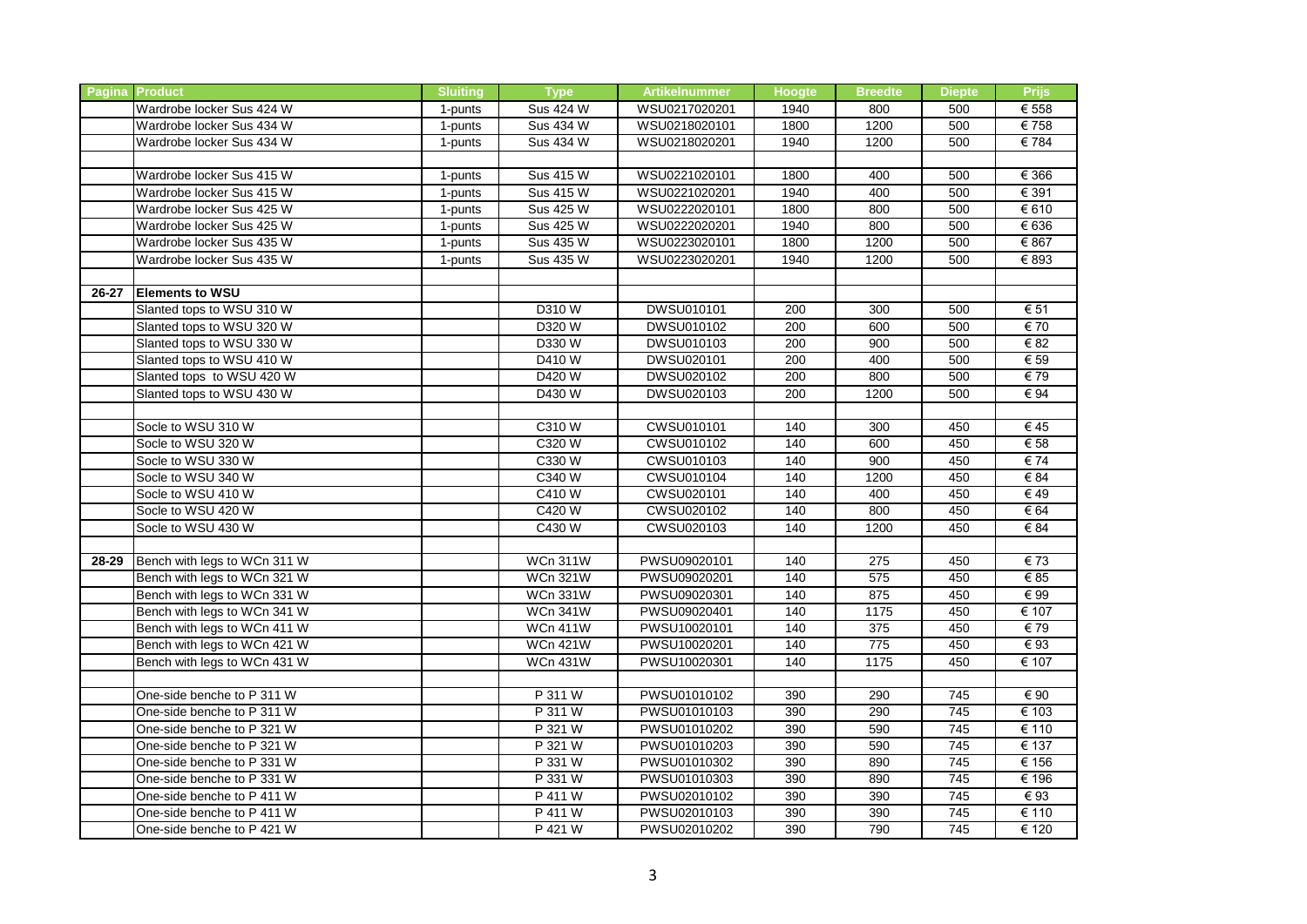| Pagina | Product | Sluiting | Type | Artikelnummer | Hoogte | Breedte | Diepte | Prijs |
|---|---|---|---|---|---|---|---|---|
| | Wardrobe locker Sus 424 W | 1-punts | Sus 424 W | WSU0217020201 | 1940 | 800 | 500 | € 558 |
| | Wardrobe locker Sus 434 W | 1-punts | Sus 434 W | WSU0218020101 | 1800 | 1200 | 500 | € 758 |
| | Wardrobe locker Sus 434 W | 1-punts | Sus 434 W | WSU0218020201 | 1940 | 1200 | 500 | € 784 |
| | | | | | | | | |
| | Wardrobe locker Sus 415 W | 1-punts | Sus 415 W | WSU0221020101 | 1800 | 400 | 500 | € 366 |
| | Wardrobe locker Sus 415 W | 1-punts | Sus 415 W | WSU0221020201 | 1940 | 400 | 500 | € 391 |
| | Wardrobe locker Sus 425 W | 1-punts | Sus 425 W | WSU0222020101 | 1800 | 800 | 500 | € 610 |
| | Wardrobe locker Sus 425 W | 1-punts | Sus 425 W | WSU0222020201 | 1940 | 800 | 500 | € 636 |
| | Wardrobe locker Sus 435 W | 1-punts | Sus 435 W | WSU0223020101 | 1800 | 1200 | 500 | € 867 |
| | Wardrobe locker Sus 435 W | 1-punts | Sus 435 W | WSU0223020201 | 1940 | 1200 | 500 | € 893 |
| | | | | | | | | |
| 26-27 | **Elements to WSU** | | | | | | | |
| | Slanted tops to WSU 310 W | | D310 W | DWSU010101 | 200 | 300 | 500 | € 51 |
| | Slanted tops to WSU 320 W | | D320 W | DWSU010102 | 200 | 600 | 500 | € 70 |
| | Slanted tops to WSU 330 W | | D330 W | DWSU010103 | 200 | 900 | 500 | € 82 |
| | Slanted tops to WSU 410 W | | D410 W | DWSU020101 | 200 | 400 | 500 | € 59 |
| | Slanted tops to WSU 420 W | | D420 W | DWSU020102 | 200 | 800 | 500 | € 79 |
| | Slanted tops to WSU 430 W | | D430 W | DWSU020103 | 200 | 1200 | 500 | € 94 |
| | | | | | | | | |
| | Socle to WSU 310 W | | C310 W | CWSU010101 | 140 | 300 | 450 | € 45 |
| | Socle to WSU 320 W | | C320 W | CWSU010102 | 140 | 600 | 450 | € 58 |
| | Socle to WSU 330 W | | C330 W | CWSU010103 | 140 | 900 | 450 | € 74 |
| | Socle to WSU 340 W | | C340 W | CWSU010104 | 140 | 1200 | 450 | € 84 |
| | Socle to WSU 410 W | | C410 W | CWSU020101 | 140 | 400 | 450 | € 49 |
| | Socle to WSU 420 W | | C420 W | CWSU020102 | 140 | 800 | 450 | € 64 |
| | Socle to WSU 430 W | | C430 W | CWSU020103 | 140 | 1200 | 450 | € 84 |
| | | | | | | | | |
| 28-29 | Bench with legs to WCn 311 W | | WCn 311W | PWSU09020101 | 140 | 275 | 450 | € 73 |
| | Bench with legs to WCn 321 W | | WCn 321W | PWSU09020201 | 140 | 575 | 450 | € 85 |
| | Bench with legs to WCn 331 W | | WCn 331W | PWSU09020301 | 140 | 875 | 450 | € 99 |
| | Bench with legs to WCn 341 W | | WCn 341W | PWSU09020401 | 140 | 1175 | 450 | € 107 |
| | Bench with legs to WCn 411 W | | WCn 411W | PWSU10020101 | 140 | 375 | 450 | € 79 |
| | Bench with legs to WCn 421 W | | WCn 421W | PWSU10020201 | 140 | 775 | 450 | € 93 |
| | Bench with legs to WCn 431 W | | WCn 431W | PWSU10020301 | 140 | 1175 | 450 | € 107 |
| | | | | | | | | |
| | One-side benche to P 311 W | | P 311 W | PWSU01010102 | 390 | 290 | 745 | € 90 |
| | One-side benche to P 311 W | | P 311 W | PWSU01010103 | 390 | 290 | 745 | € 103 |
| | One-side benche to P 321 W | | P 321 W | PWSU01010202 | 390 | 590 | 745 | € 110 |
| | One-side benche to P 321 W | | P 321 W | PWSU01010203 | 390 | 590 | 745 | € 137 |
| | One-side benche to P 331 W | | P 331 W | PWSU01010302 | 390 | 890 | 745 | € 156 |
| | One-side benche to P 331 W | | P 331 W | PWSU01010303 | 390 | 890 | 745 | € 196 |
| | One-side benche to P 411 W | | P 411 W | PWSU02010102 | 390 | 390 | 745 | € 93 |
| | One-side benche to P 411 W | | P 411 W | PWSU02010103 | 390 | 390 | 745 | € 110 |
| | One-side benche to P 421 W | | P 421 W | PWSU02010202 | 390 | 790 | 745 | € 120 |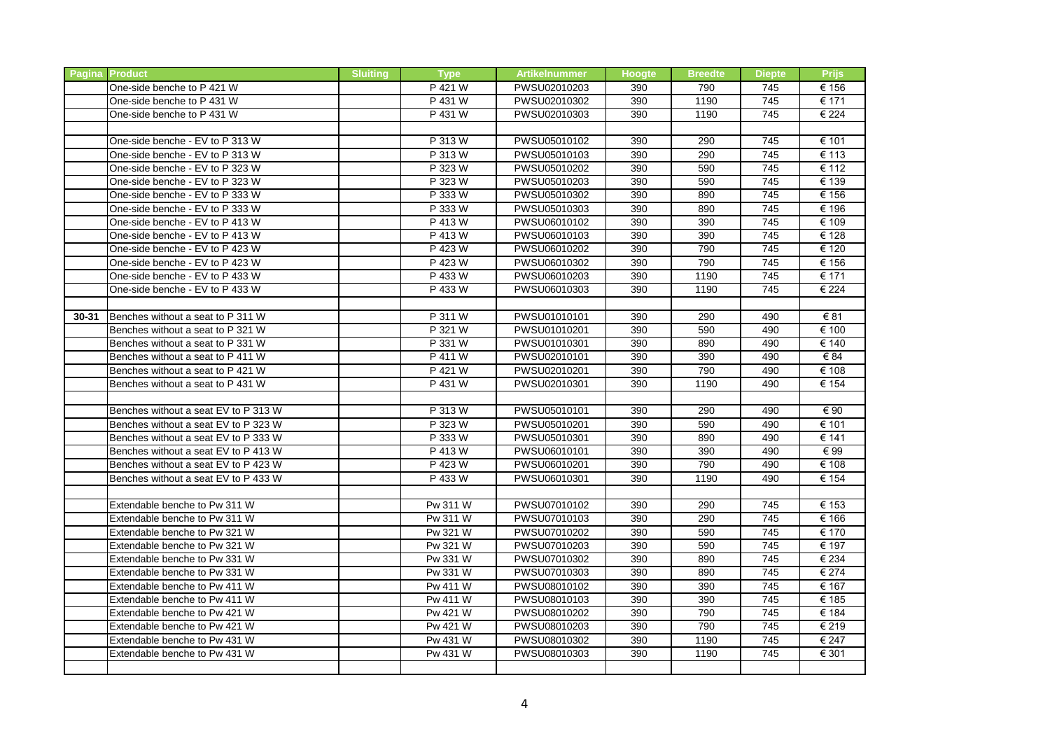| Pagina | Product | Sluiting | Type | Artikelnummer | Hoogte | Breedte | Diepte | Prijs |
|---|---|---|---|---|---|---|---|---|
| | One-side benche to P 421 W | | P 421 W | PWSU02010203 | 390 | 790 | 745 | € 156 |
| | One-side benche to P 431 W | | P 431 W | PWSU02010302 | 390 | 1190 | 745 | € 171 |
| | One-side benche to P 431 W | | P 431 W | PWSU02010303 | 390 | 1190 | 745 | € 224 |
| | | | | | | | | |
| | One-side benche - EV to P 313 W | | P 313 W | PWSU05010102 | 390 | 290 | 745 | € 101 |
| | One-side benche - EV to P 313 W | | P 313 W | PWSU05010103 | 390 | 290 | 745 | € 113 |
| | One-side benche - EV to P 323 W | | P 323 W | PWSU05010202 | 390 | 590 | 745 | € 112 |
| | One-side benche - EV to P 323 W | | P 323 W | PWSU05010203 | 390 | 590 | 745 | € 139 |
| | One-side benche - EV to P 333 W | | P 333 W | PWSU05010302 | 390 | 890 | 745 | € 156 |
| | One-side benche - EV to P 333 W | | P 333 W | PWSU05010303 | 390 | 890 | 745 | € 196 |
| | One-side benche - EV to P 413 W | | P 413 W | PWSU06010102 | 390 | 390 | 745 | € 109 |
| | One-side benche - EV to P 413 W | | P 413 W | PWSU06010103 | 390 | 390 | 745 | € 128 |
| | One-side benche - EV to P 423 W | | P 423 W | PWSU06010202 | 390 | 790 | 745 | € 120 |
| | One-side benche - EV to P 423 W | | P 423 W | PWSU06010302 | 390 | 790 | 745 | € 156 |
| | One-side benche - EV to P 433 W | | P 433 W | PWSU06010203 | 390 | 1190 | 745 | € 171 |
| | One-side benche - EV to P 433 W | | P 433 W | PWSU06010303 | 390 | 1190 | 745 | € 224 |
| | | | | | | | | |
| 30-31 | Benches without a seat to P 311 W | | P 311 W | PWSU01010101 | 390 | 290 | 490 | € 81 |
| | Benches without a seat to P 321 W | | P 321 W | PWSU01010201 | 390 | 590 | 490 | € 100 |
| | Benches without a seat to P 331 W | | P 331 W | PWSU01010301 | 390 | 890 | 490 | € 140 |
| | Benches without a seat to P 411 W | | P 411 W | PWSU02010101 | 390 | 390 | 490 | € 84 |
| | Benches without a seat to P 421 W | | P 421 W | PWSU02010201 | 390 | 790 | 490 | € 108 |
| | Benches without a seat to P 431 W | | P 431 W | PWSU02010301 | 390 | 1190 | 490 | € 154 |
| | | | | | | | | |
| | Benches without a seat EV to P 313 W | | P 313 W | PWSU05010101 | 390 | 290 | 490 | € 90 |
| | Benches without a seat EV to P 323 W | | P 323 W | PWSU05010201 | 390 | 590 | 490 | € 101 |
| | Benches without a seat EV to P 333 W | | P 333 W | PWSU05010301 | 390 | 890 | 490 | € 141 |
| | Benches without a seat EV to P 413 W | | P 413 W | PWSU06010101 | 390 | 390 | 490 | € 99 |
| | Benches without a seat EV to P 423 W | | P 423 W | PWSU06010201 | 390 | 790 | 490 | € 108 |
| | Benches without a seat EV to P 433 W | | P 433 W | PWSU06010301 | 390 | 1190 | 490 | € 154 |
| | | | | | | | | |
| | Extendable benche to Pw 311 W | | Pw 311 W | PWSU07010102 | 390 | 290 | 745 | € 153 |
| | Extendable benche to Pw 311 W | | Pw 311 W | PWSU07010103 | 390 | 290 | 745 | € 166 |
| | Extendable benche to Pw 321 W | | Pw 321 W | PWSU07010202 | 390 | 590 | 745 | € 170 |
| | Extendable benche to Pw 321 W | | Pw 321 W | PWSU07010203 | 390 | 590 | 745 | € 197 |
| | Extendable benche to Pw 331 W | | Pw 331 W | PWSU07010302 | 390 | 890 | 745 | € 234 |
| | Extendable benche to Pw 331 W | | Pw 331 W | PWSU07010303 | 390 | 890 | 745 | € 274 |
| | Extendable benche to Pw 411 W | | Pw 411 W | PWSU08010102 | 390 | 390 | 745 | € 167 |
| | Extendable benche to Pw 411 W | | Pw 411 W | PWSU08010103 | 390 | 390 | 745 | € 185 |
| | Extendable benche to Pw 421 W | | Pw 421 W | PWSU08010202 | 390 | 790 | 745 | € 184 |
| | Extendable benche to Pw 421 W | | Pw 421 W | PWSU08010203 | 390 | 790 | 745 | € 219 |
| | Extendable benche to Pw 431 W | | Pw 431 W | PWSU08010302 | 390 | 1190 | 745 | € 247 |
| | Extendable benche to Pw 431 W | | Pw 431 W | PWSU08010303 | 390 | 1190 | 745 | € 301 |
| | | | | | | | | |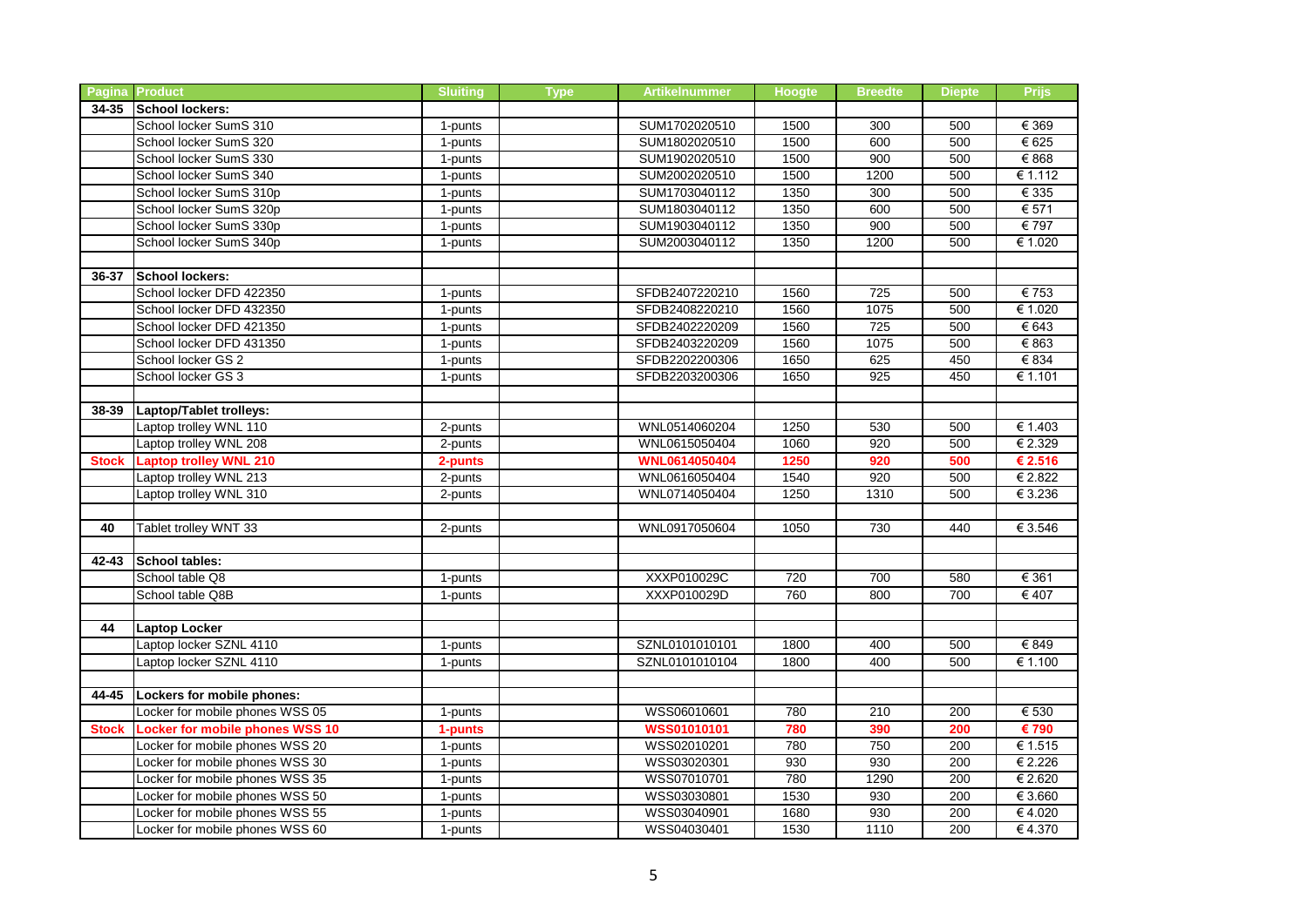| Pagina | Product | Sluiting | Type | Artikelnummer | Hoogte | Breedte | Diepte | Prijs |
|---|---|---|---|---|---|---|---|---|
| 34-35 | **School lockers:** | | | | | | | |
| | School locker SumS 310 | 1-punts | | SUM1702020510 | 1500 | 300 | 500 | € 369 |
| | School locker SumS 320 | 1-punts | | SUM1802020510 | 1500 | 600 | 500 | € 625 |
| | School locker SumS 330 | 1-punts | | SUM1902020510 | 1500 | 900 | 500 | € 868 |
| | School locker SumS 340 | 1-punts | | SUM2002020510 | 1500 | 1200 | 500 | € 1.112 |
| | School locker SumS 310p | 1-punts | | SUM1703040112 | 1350 | 300 | 500 | € 335 |
| | School locker SumS 320p | 1-punts | | SUM1803040112 | 1350 | 600 | 500 | € 571 |
| | School locker SumS 330p | 1-punts | | SUM1903040112 | 1350 | 900 | 500 | € 797 |
| | School locker SumS 340p | 1-punts | | SUM2003040112 | 1350 | 1200 | 500 | € 1.020 |
| | | | | | | | | |
| 36-37 | **School lockers:** | | | | | | | |
| | School locker DFD 422350 | 1-punts | | SFDB2407220210 | 1560 | 725 | 500 | € 753 |
| | School locker DFD 432350 | 1-punts | | SFDB2408220210 | 1560 | 1075 | 500 | € 1.020 |
| | School locker DFD 421350 | 1-punts | | SFDB2402220209 | 1560 | 725 | 500 | € 643 |
| | School locker DFD 431350 | 1-punts | | SFDB2403220209 | 1560 | 1075 | 500 | € 863 |
| | School locker GS 2 | 1-punts | | SFDB2202200306 | 1650 | 625 | 450 | € 834 |
| | School locker GS 3 | 1-punts | | SFDB2203200306 | 1650 | 925 | 450 | € 1.101 |
| | | | | | | | | |
| 38-39 | **Laptop/Tablet trolleys:** | | | | | | | |
| | Laptop trolley WNL 110 | 2-punts | | WNL0514060204 | 1250 | 530 | 500 | € 1.403 |
| | Laptop trolley WNL 208 | 2-punts | | WNL0615050404 | 1060 | 920 | 500 | € 2.329 |
| **Stock** | **Laptop trolley WNL 210** | **2-punts** | | **WNL0614050404** | **1250** | **920** | **500** | **€ 2.516** |
| | Laptop trolley WNL 213 | 2-punts | | WNL0616050404 | 1540 | 920 | 500 | € 2.822 |
| | Laptop trolley WNL 310 | 2-punts | | WNL0714050404 | 1250 | 1310 | 500 | € 3.236 |
| | | | | | | | | |
| 40 | Tablet trolley WNT 33 | 2-punts | | WNL0917050604 | 1050 | 730 | 440 | € 3.546 |
| | | | | | | | | |
| 42-43 | **School tables:** | | | | | | | |
| | School table Q8 | 1-punts | | XXXP010029C | 720 | 700 | 580 | € 361 |
| | School table Q8B | 1-punts | | XXXP010029D | 760 | 800 | 700 | € 407 |
| | | | | | | | | |
| 44 | **Laptop Locker** | | | | | | | |
| | Laptop locker SZNL 4110 | 1-punts | | SZNL0101010101 | 1800 | 400 | 500 | € 849 |
| | Laptop locker SZNL 4110 | 1-punts | | SZNL0101010104 | 1800 | 400 | 500 | € 1.100 |
| | | | | | | | | |
| 44-45 | **Lockers for mobile phones:** | | | | | | | |
| | Locker for mobile phones WSS 05 | 1-punts | | WSS06010601 | 780 | 210 | 200 | € 530 |
| **Stock** | **Locker for mobile phones WSS 10** | **1-punts** | | **WSS01010101** | **780** | **390** | **200** | **€ 790** |
| | Locker for mobile phones WSS 20 | 1-punts | | WSS02010201 | 780 | 750 | 200 | € 1.515 |
| | Locker for mobile phones WSS 30 | 1-punts | | WSS03020301 | 930 | 930 | 200 | € 2.226 |
| | Locker for mobile phones WSS 35 | 1-punts | | WSS07010701 | 780 | 1290 | 200 | € 2.620 |
| | Locker for mobile phones WSS 50 | 1-punts | | WSS03030801 | 1530 | 930 | 200 | € 3.660 |
| | Locker for mobile phones WSS 55 | 1-punts | | WSS03040901 | 1680 | 930 | 200 | € 4.020 |
| | Locker for mobile phones WSS 60 | 1-punts | | WSS04030401 | 1530 | 1110 | 200 | € 4.370 |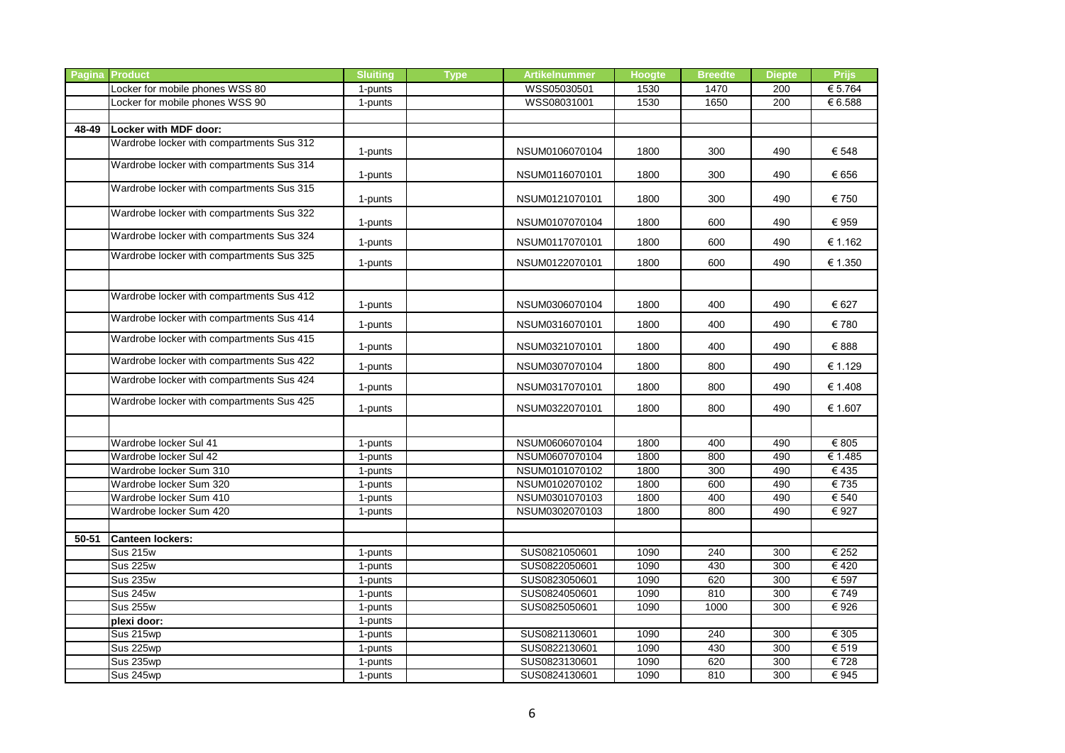| Pagina | Product | Sluiting | Type | Artikelnummer | Hoogte | Breedte | Diepte | Prijs |
|---|---|---|---|---|---|---|---|---|
| | Locker for mobile phones WSS 80 | 1-punts | | WSS05030501 | 1530 | 1470 | 200 | € 5.764 |
| | Locker for mobile phones WSS 90 | 1-punts | | WSS08031001 | 1530 | 1650 | 200 | € 6.588 |
| | | | | | | | | |
| 48-49 | **Locker with MDF door:** | | | | | | | |
| | Wardrobe locker with compartments Sus 312 | 1-punts | | NSUM0106070104 | 1800 | 300 | 490 | € 548 |
| | Wardrobe locker with compartments Sus 314 | 1-punts | | NSUM0116070101 | 1800 | 300 | 490 | € 656 |
| | Wardrobe locker with compartments Sus 315 | 1-punts | | NSUM0121070101 | 1800 | 300 | 490 | € 750 |
| | Wardrobe locker with compartments Sus 322 | 1-punts | | NSUM0107070104 | 1800 | 600 | 490 | € 959 |
| | Wardrobe locker with compartments Sus 324 | 1-punts | | NSUM0117070101 | 1800 | 600 | 490 | € 1.162 |
| | Wardrobe locker with compartments Sus 325 | 1-punts | | NSUM0122070101 | 1800 | 600 | 490 | € 1.350 |
| | | | | | | | | |
| | Wardrobe locker with compartments Sus 412 | 1-punts | | NSUM0306070104 | 1800 | 400 | 490 | € 627 |
| | Wardrobe locker with compartments Sus 414 | 1-punts | | NSUM0316070101 | 1800 | 400 | 490 | € 780 |
| | Wardrobe locker with compartments Sus 415 | 1-punts | | NSUM0321070101 | 1800 | 400 | 490 | € 888 |
| | Wardrobe locker with compartments Sus 422 | 1-punts | | NSUM0307070104 | 1800 | 800 | 490 | € 1.129 |
| | Wardrobe locker with compartments Sus 424 | 1-punts | | NSUM0317070101 | 1800 | 800 | 490 | € 1.408 |
| | Wardrobe locker with compartments Sus 425 | 1-punts | | NSUM0322070101 | 1800 | 800 | 490 | € 1.607 |
| | | | | | | | | |
| | Wardrobe locker Sul 41 | 1-punts | | NSUM0606070104 | 1800 | 400 | 490 | € 805 |
| | Wardrobe locker Sul 42 | 1-punts | | NSUM0607070104 | 1800 | 800 | 490 | € 1.485 |
| | Wardrobe locker Sum 310 | 1-punts | | NSUM0101070102 | 1800 | 300 | 490 | € 435 |
| | Wardrobe locker Sum 320 | 1-punts | | NSUM0102070102 | 1800 | 600 | 490 | € 735 |
| | Wardrobe locker Sum 410 | 1-punts | | NSUM0301070103 | 1800 | 400 | 490 | € 540 |
| | Wardrobe locker Sum 420 | 1-punts | | NSUM0302070103 | 1800 | 800 | 490 | € 927 |
| | | | | | | | | |
| 50-51 | **Canteen lockers:** | | | | | | | |
| | Sus 215w | 1-punts | | SUS0821050601 | 1090 | 240 | 300 | € 252 |
| | Sus 225w | 1-punts | | SUS0822050601 | 1090 | 430 | 300 | € 420 |
| | Sus 235w | 1-punts | | SUS0823050601 | 1090 | 620 | 300 | € 597 |
| | Sus 245w | 1-punts | | SUS0824050601 | 1090 | 810 | 300 | € 749 |
| | Sus 255w | 1-punts | | SUS0825050601 | 1090 | 1000 | 300 | € 926 |
| | **plexi door:** | 1-punts | | | | | | |
| | Sus 215wp | 1-punts | | SUS0821130601 | 1090 | 240 | 300 | € 305 |
| | Sus 225wp | 1-punts | | SUS0822130601 | 1090 | 430 | 300 | € 519 |
| | Sus 235wp | 1-punts | | SUS0823130601 | 1090 | 620 | 300 | € 728 |
| | Sus 245wp | 1-punts | | SUS0824130601 | 1090 | 810 | 300 | € 945 |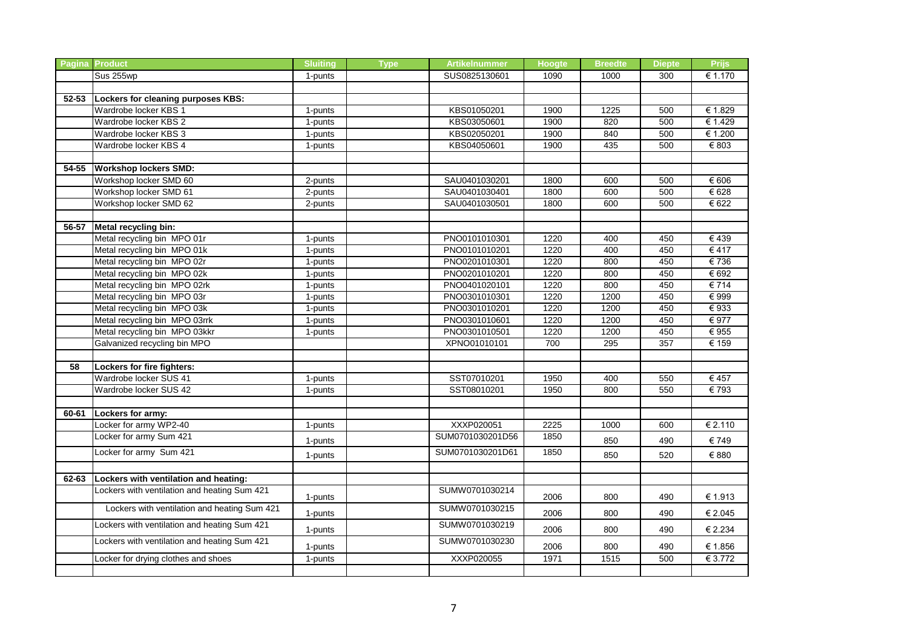| Pagina | Product | Sluiting | Type | Artikelnummer | Hoogte | Breedte | Diepte | Prijs |
|---|---|---|---|---|---|---|---|---|
| | Sus 255wp | 1-punts | | SUS0825130601 | 1090 | 1000 | 300 | € 1.170 |
| | | | | | | | | |
| 52-53 | **Lockers for cleaning purposes KBS:** | | | | | | | |
| | Wardrobe locker KBS 1 | 1-punts | | KBS01050201 | 1900 | 1225 | 500 | € 1.829 |
| | Wardrobe locker KBS 2 | 1-punts | | KBS03050601 | 1900 | 820 | 500 | € 1.429 |
| | Wardrobe locker KBS 3 | 1-punts | | KBS02050201 | 1900 | 840 | 500 | € 1.200 |
| | Wardrobe locker KBS 4 | 1-punts | | KBS04050601 | 1900 | 435 | 500 | € 803 |
| | | | | | | | | |
| 54-55 | **Workshop lockers SMD:** | | | | | | | |
| | Workshop locker SMD 60 | 2-punts | | SAU0401030201 | 1800 | 600 | 500 | € 606 |
| | Workshop locker SMD 61 | 2-punts | | SAU0401030401 | 1800 | 600 | 500 | € 628 |
| | Workshop locker SMD 62 | 2-punts | | SAU0401030501 | 1800 | 600 | 500 | € 622 |
| | | | | | | | | |
| 56-57 | **Metal recycling bin:** | | | | | | | |
| | Metal recycling bin MPO 01r | 1-punts | | PNO0101010301 | 1220 | 400 | 450 | € 439 |
| | Metal recycling bin MPO 01k | 1-punts | | PNO0101010201 | 1220 | 400 | 450 | € 417 |
| | Metal recycling bin MPO 02r | 1-punts | | PNO0201010301 | 1220 | 800 | 450 | € 736 |
| | Metal recycling bin MPO 02k | 1-punts | | PNO0201010201 | 1220 | 800 | 450 | € 692 |
| | Metal recycling bin MPO 02rk | 1-punts | | PNO0401020101 | 1220 | 800 | 450 | € 714 |
| | Metal recycling bin MPO 03r | 1-punts | | PNO0301010301 | 1220 | 1200 | 450 | € 999 |
| | Metal recycling bin MPO 03k | 1-punts | | PNO0301010201 | 1220 | 1200 | 450 | € 933 |
| | Metal recycling bin MPO 03rrk | 1-punts | | PNO0301010601 | 1220 | 1200 | 450 | € 977 |
| | Metal recycling bin MPO 03kkr | 1-punts | | PNO0301010501 | 1220 | 1200 | 450 | € 955 |
| | Galvanized recycling bin MPO | | | XPNO01010101 | 700 | 295 | 357 | € 159 |
| | | | | | | | | |
| 58 | **Lockers for fire fighters:** | | | | | | | |
| | Wardrobe locker SUS 41 | 1-punts | | SST07010201 | 1950 | 400 | 550 | € 457 |
| | Wardrobe locker SUS 42 | 1-punts | | SST08010201 | 1950 | 800 | 550 | € 793 |
| | | | | | | | | |
| 60-61 | **Lockers for army:** | | | | | | | |
| | Locker for army WP2-40 | 1-punts | | XXXP020051 | 2225 | 1000 | 600 | € 2.110 |
| | Locker for army Sum 421 | 1-punts | | SUM0701030201D56 | 1850 | 850 | 490 | € 749 |
| | Locker for army Sum 421 | 1-punts | | SUM0701030201D61 | 1850 | 850 | 520 | € 880 |
| | | | | | | | | |
| 62-63 | **Lockers with ventilation and heating:** | | | | | | | |
| | Lockers with ventilation and heating Sum 421 | 1-punts | | SUMW0701030214 | 2006 | 800 | 490 | € 1.913 |
| | Lockers with ventilation and heating Sum 421 | 1-punts | | SUMW0701030215 | 2006 | 800 | 490 | € 2.045 |
| | Lockers with ventilation and heating Sum 421 | 1-punts | | SUMW0701030219 | 2006 | 800 | 490 | € 2.234 |
| | Lockers with ventilation and heating Sum 421 | 1-punts | | SUMW0701030230 | 2006 | 800 | 490 | € 1.856 |
| | Locker for drying clothes and shoes | 1-punts | | XXXP020055 | 1971 | 1515 | 500 | € 3.772 |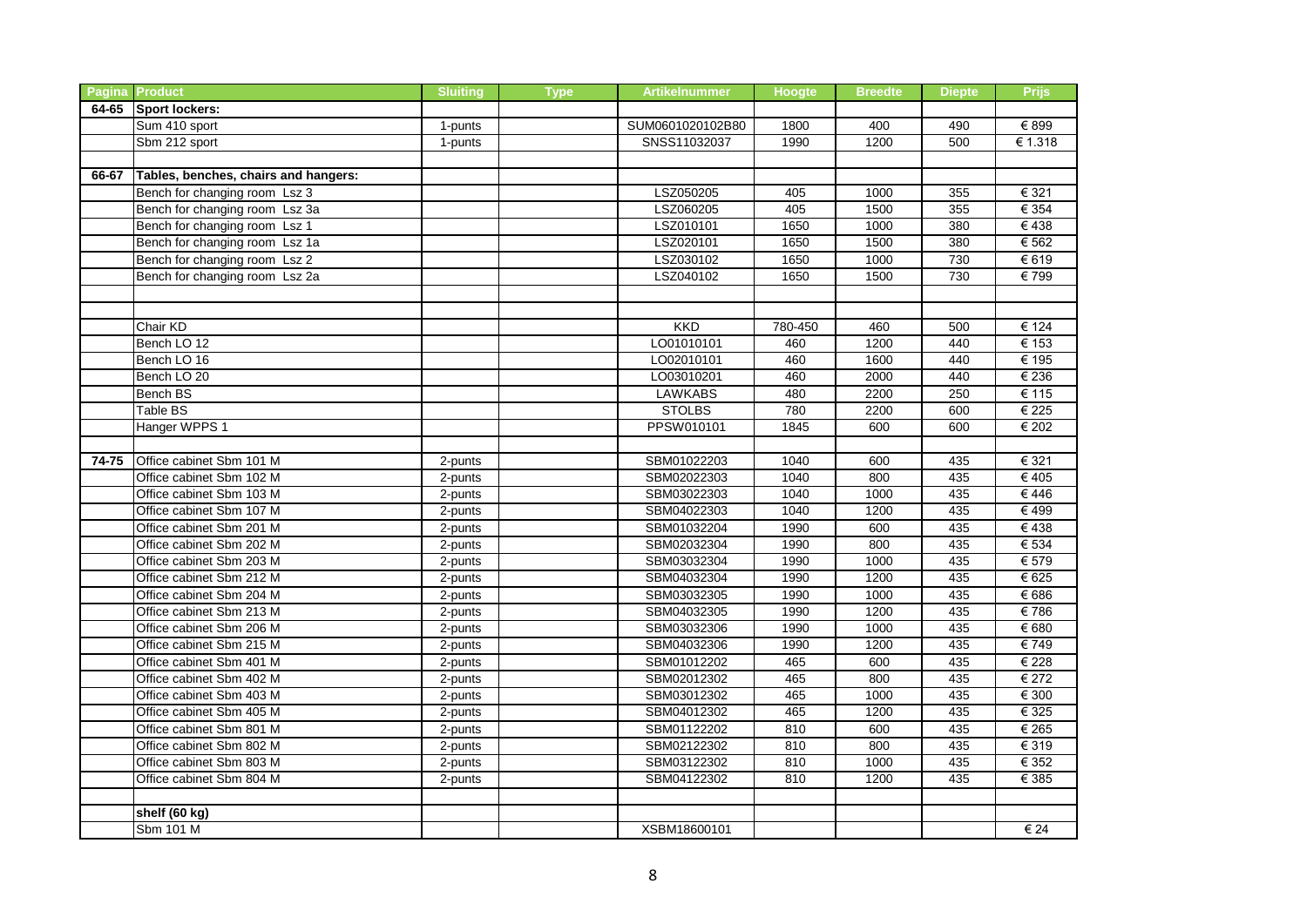| Pagina | Product | Sluiting | Type | Artikelnummer | Hoogte | Breedte | Diepte | Prijs |
|---|---|---|---|---|---|---|---|---|
| 64-65 | **Sport lockers:** | | | | | | | |
| | Sum 410 sport | 1-punts | | SUM0601020102B80 | 1800 | 400 | 490 | € 899 |
| | Sbm 212 sport | 1-punts | | SNSS11032037 | 1990 | 1200 | 500 | € 1.318 |
| | | | | | | | | |
| 66-67 | **Tables, benches, chairs and hangers:** | | | | | | | |
| | Bench for changing room Lsz 3 | | | LSZ050205 | 405 | 1000 | 355 | € 321 |
| | Bench for changing room Lsz 3a | | | LSZ060205 | 405 | 1500 | 355 | € 354 |
| | Bench for changing room Lsz 1 | | | LSZ010101 | 1650 | 1000 | 380 | € 438 |
| | Bench for changing room Lsz 1a | | | LSZ020101 | 1650 | 1500 | 380 | € 562 |
| | Bench for changing room Lsz 2 | | | LSZ030102 | 1650 | 1000 | 730 | € 619 |
| | Bench for changing room Lsz 2a | | | LSZ040102 | 1650 | 1500 | 730 | € 799 |
| | | | | | | | | |
| | | | | | | | | |
| | Chair KD | | | KKD | 780-450 | 460 | 500 | € 124 |
| | Bench LO 12 | | | LO01010101 | 460 | 1200 | 440 | € 153 |
| | Bench LO 16 | | | LO02010101 | 460 | 1600 | 440 | € 195 |
| | Bench LO 20 | | | LO03010201 | 460 | 2000 | 440 | € 236 |
| | Bench BS | | | LAWKABS | 480 | 2200 | 250 | € 115 |
| | Table BS | | | STOLBS | 780 | 2200 | 600 | € 225 |
| | Hanger WPPS 1 | | | PPSW010101 | 1845 | 600 | 600 | € 202 |
| | | | | | | | | |
| 74-75 | Office cabinet Sbm 101 M | 2-punts | | SBM01022203 | 1040 | 600 | 435 | € 321 |
| | Office cabinet Sbm 102 M | 2-punts | | SBM02022303 | 1040 | 800 | 435 | € 405 |
| | Office cabinet Sbm 103 M | 2-punts | | SBM03022303 | 1040 | 1000 | 435 | € 446 |
| | Office cabinet Sbm 107 M | 2-punts | | SBM04022303 | 1040 | 1200 | 435 | € 499 |
| | Office cabinet Sbm 201 M | 2-punts | | SBM01032204 | 1990 | 600 | 435 | € 438 |
| | Office cabinet Sbm 202 M | 2-punts | | SBM02032304 | 1990 | 800 | 435 | € 534 |
| | Office cabinet Sbm 203 M | 2-punts | | SBM03032304 | 1990 | 1000 | 435 | € 579 |
| | Office cabinet Sbm 212 M | 2-punts | | SBM04032304 | 1990 | 1200 | 435 | € 625 |
| | Office cabinet Sbm 204 M | 2-punts | | SBM03032305 | 1990 | 1000 | 435 | € 686 |
| | Office cabinet Sbm 213 M | 2-punts | | SBM04032305 | 1990 | 1200 | 435 | € 786 |
| | Office cabinet Sbm 206 M | 2-punts | | SBM03032306 | 1990 | 1000 | 435 | € 680 |
| | Office cabinet Sbm 215 M | 2-punts | | SBM04032306 | 1990 | 1200 | 435 | € 749 |
| | Office cabinet Sbm 401 M | 2-punts | | SBM01012202 | 465 | 600 | 435 | € 228 |
| | Office cabinet Sbm 402 M | 2-punts | | SBM02012302 | 465 | 800 | 435 | € 272 |
| | Office cabinet Sbm 403 M | 2-punts | | SBM03012302 | 465 | 1000 | 435 | € 300 |
| | Office cabinet Sbm 405 M | 2-punts | | SBM04012302 | 465 | 1200 | 435 | € 325 |
| | Office cabinet Sbm 801 M | 2-punts | | SBM01122202 | 810 | 600 | 435 | € 265 |
| | Office cabinet Sbm 802 M | 2-punts | | SBM02122302 | 810 | 800 | 435 | € 319 |
| | Office cabinet Sbm 803 M | 2-punts | | SBM03122302 | 810 | 1000 | 435 | € 352 |
| | Office cabinet Sbm 804 M | 2-punts | | SBM04122302 | 810 | 1200 | 435 | € 385 |
| | | | | | | | | |
| | **shelf (60 kg)** | | | | | | | |
| | Sbm 101 M | | | XSBM18600101 | | | | € 24 |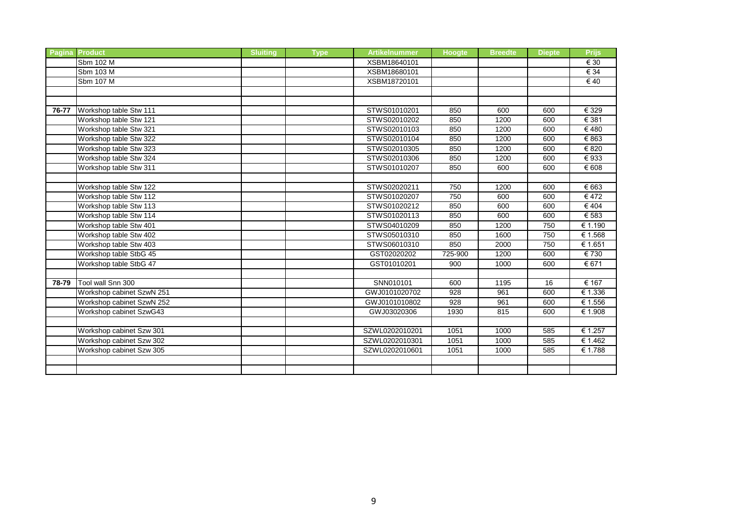| Pagina | Product | Sluiting | Type | Artikelnummer | Hoogte | Breedte | Diepte | Prijs |
|---|---|---|---|---|---|---|---|---|
| | Sbm 102 M | | | XSBM18640101 | | | | € 30 |
| | Sbm 103 M | | | XSBM18680101 | | | | € 34 |
| | Sbm 107 M | | | XSBM18720101 | | | | € 40 |
| | | | | | | | | |
| | | | | | | | | |
| 76-77 | Workshop table Stw 111 | | | STWS01010201 | 850 | 600 | 600 | € 329 |
| | Workshop table Stw 121 | | | STWS02010202 | 850 | 1200 | 600 | € 381 |
| | Workshop table Stw 321 | | | STWS02010103 | 850 | 1200 | 600 | € 480 |
| | Workshop table Stw 322 | | | STWS02010104 | 850 | 1200 | 600 | € 863 |
| | Workshop table Stw 323 | | | STWS02010305 | 850 | 1200 | 600 | € 820 |
| | Workshop table Stw 324 | | | STWS02010306 | 850 | 1200 | 600 | € 933 |
| | Workshop table Stw 311 | | | STWS01010207 | 850 | 600 | 600 | € 608 |
| | | | | | | | | |
| | Workshop table Stw 122 | | | STWS02020211 | 750 | 1200 | 600 | € 663 |
| | Workshop table Stw 112 | | | STWS01020207 | 750 | 600 | 600 | € 472 |
| | Workshop table Stw 113 | | | STWS01020212 | 850 | 600 | 600 | € 404 |
| | Workshop table Stw 114 | | | STWS01020113 | 850 | 600 | 600 | € 583 |
| | Workshop table Stw 401 | | | STWS04010209 | 850 | 1200 | 750 | € 1.190 |
| | Workshop table Stw 402 | | | STWS05010310 | 850 | 1600 | 750 | € 1.568 |
| | Workshop table Stw 403 | | | STWS06010310 | 850 | 2000 | 750 | € 1.651 |
| | Workshop table StbG 45 | | | GST02020202 | 725-900 | 1200 | 600 | € 730 |
| | Workshop table StbG 47 | | | GST01010201 | 900 | 1000 | 600 | € 671 |
| | | | | | | | | |
| 78-79 | Tool wall Snn 300 | | | SNN010101 | 600 | 1195 | 16 | € 167 |
| | Workshop cabinet SzwN 251 | | | GWJ0101020702 | 928 | 961 | 600 | € 1.336 |
| | Workshop cabinet SzwN 252 | | | GWJ0101010802 | 928 | 961 | 600 | € 1.556 |
| | Workshop cabinet SzwG43 | | | GWJ03020306 | 1930 | 815 | 600 | € 1.908 |
| | | | | | | | | |
| | Workshop cabinet Szw 301 | | | SZWL0202010201 | 1051 | 1000 | 585 | € 1.257 |
| | Workshop cabinet Szw 302 | | | SZWL0202010301 | 1051 | 1000 | 585 | € 1.462 |
| | Workshop cabinet Szw 305 | | | SZWL0202010601 | 1051 | 1000 | 585 | € 1.788 |
| | | | | | | | | |
| | | | | | | | | |